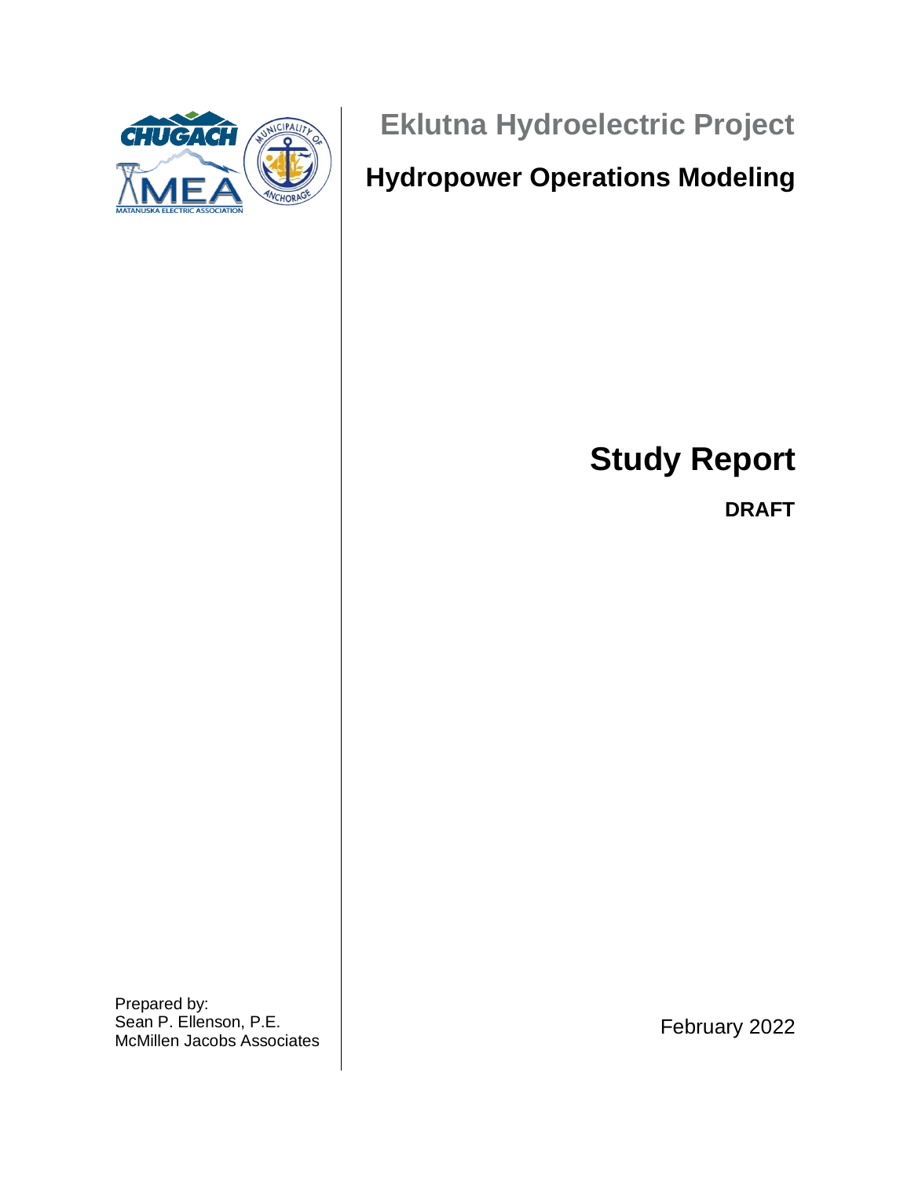# Eklutna Hydroelectric Project

## Hydropower Operations Modeling

# Study Report

**DRAFT**

Prepared by:
Sean P. Ellenson, P.E.
McMillen Jacobs Associates

February 2022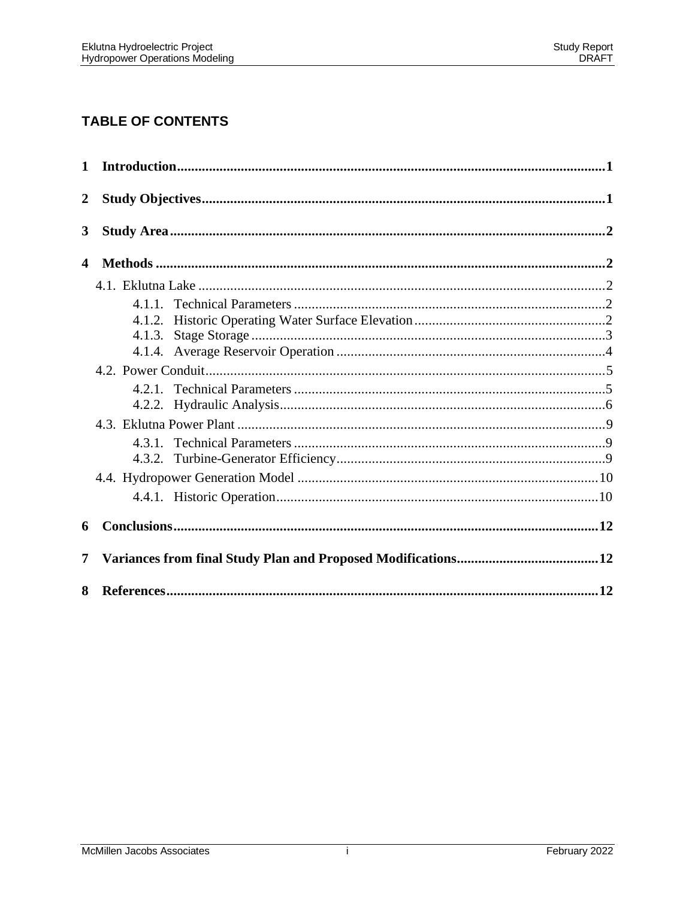## TABLE OF CONTENTS

**1 Introduction......1**

**2 Study Objectives......1**

**3 Study Area......2**

**4 Methods......2**

- 4.1. Eklutna Lake......2
  - 4.1.1. Technical Parameters......2
  - 4.1.2. Historic Operating Water Surface Elevation......2
  - 4.1.3. Stage Storage......3
  - 4.1.4. Average Reservoir Operation......4
- 4.2. Power Conduit......5
  - 4.2.1. Technical Parameters......5
  - 4.2.2. Hydraulic Analysis......6
- 4.3. Eklutna Power Plant......9
  - 4.3.1. Technical Parameters......9
  - 4.3.2. Turbine-Generator Efficiency......9
- 4.4. Hydropower Generation Model......10
  - 4.4.1. Historic Operation......10

**6 Conclusions......12**

**7 Variances from final Study Plan and Proposed Modifications......12**

**8 References......12**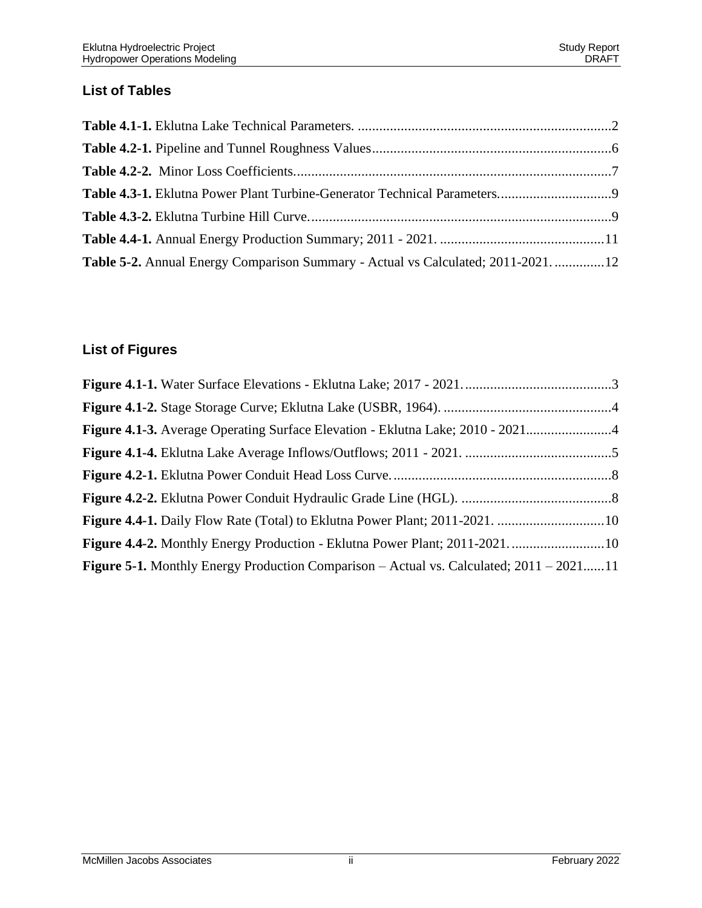## List of Tables

**Table 4.1-1.** Eklutna Lake Technical Parameters. .......................................................................2
**Table 4.2-1.** Pipeline and Tunnel Roughness Values..................................................................6
**Table 4.2-2.** Minor Loss Coefficients.........................................................................................7
**Table 4.3-1.** Eklutna Power Plant Turbine-Generator Technical Parameters................................9
**Table 4.3-2.** Eklutna Turbine Hill Curve.....................................................................................9
**Table 4.4-1.** Annual Energy Production Summary; 2011 - 2021. ..............................................11
**Table 5-2.** Annual Energy Comparison Summary - Actual vs Calculated; 2011-2021. ..............12

## List of Figures

**Figure 4.1-1.** Water Surface Elevations - Eklutna Lake; 2017 - 2021..........................................3
**Figure 4.1-2.** Stage Storage Curve; Eklutna Lake (USBR, 1964). ...............................................4
**Figure 4.1-3.** Average Operating Surface Elevation - Eklutna Lake; 2010 - 2021........................4
**Figure 4.1-4.** Eklutna Lake Average Inflows/Outflows; 2011 - 2021. .........................................5
**Figure 4.2-1.** Eklutna Power Conduit Head Loss Curve.............................................................8
**Figure 4.2-2.** Eklutna Power Conduit Hydraulic Grade Line (HGL). ..........................................8
**Figure 4.4-1.** Daily Flow Rate (Total) to Eklutna Power Plant; 2011-2021. ..............................10
**Figure 4.4-2.** Monthly Energy Production - Eklutna Power Plant; 2011-2021. ..........................10
**Figure 5-1.** Monthly Energy Production Comparison – Actual vs. Calculated; 2011 – 2021......11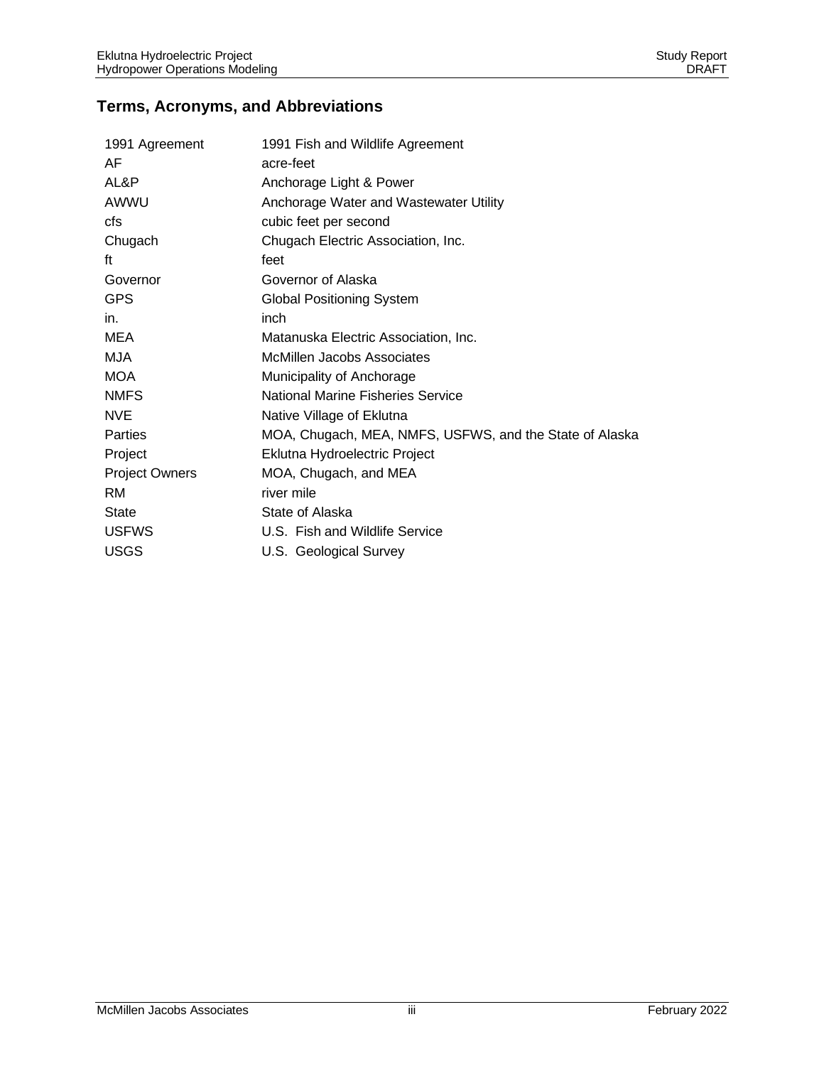## Terms, Acronyms, and Abbreviations

| | |
|---|---|
| 1991 Agreement | 1991 Fish and Wildlife Agreement |
| AF | acre-feet |
| AL&P | Anchorage Light & Power |
| AWWU | Anchorage Water and Wastewater Utility |
| cfs | cubic feet per second |
| Chugach | Chugach Electric Association, Inc. |
| ft | feet |
| Governor | Governor of Alaska |
| GPS | Global Positioning System |
| in. | inch |
| MEA | Matanuska Electric Association, Inc. |
| MJA | McMillen Jacobs Associates |
| MOA | Municipality of Anchorage |
| NMFS | National Marine Fisheries Service |
| NVE | Native Village of Eklutna |
| Parties | MOA, Chugach, MEA, NMFS, USFWS, and the State of Alaska |
| Project | Eklutna Hydroelectric Project |
| Project Owners | MOA, Chugach, and MEA |
| RM | river mile |
| State | State of Alaska |
| USFWS | U.S. Fish and Wildlife Service |
| USGS | U.S. Geological Survey |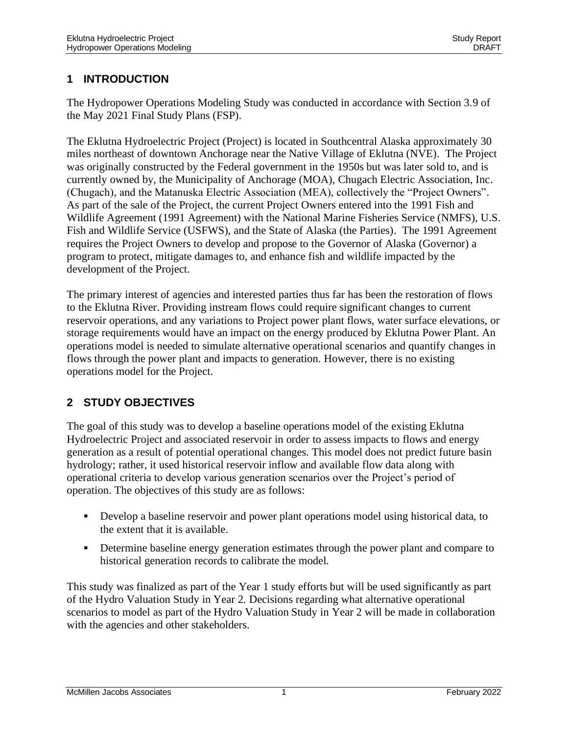# 1 INTRODUCTION

The Hydropower Operations Modeling Study was conducted in accordance with Section 3.9 of the May 2021 Final Study Plans (FSP).

The Eklutna Hydroelectric Project (Project) is located in Southcentral Alaska approximately 30 miles northeast of downtown Anchorage near the Native Village of Eklutna (NVE). The Project was originally constructed by the Federal government in the 1950s but was later sold to, and is currently owned by, the Municipality of Anchorage (MOA), Chugach Electric Association, Inc. (Chugach), and the Matanuska Electric Association (MEA), collectively the "Project Owners". As part of the sale of the Project, the current Project Owners entered into the 1991 Fish and Wildlife Agreement (1991 Agreement) with the National Marine Fisheries Service (NMFS), U.S. Fish and Wildlife Service (USFWS), and the State of Alaska (the Parties). The 1991 Agreement requires the Project Owners to develop and propose to the Governor of Alaska (Governor) a program to protect, mitigate damages to, and enhance fish and wildlife impacted by the development of the Project.

The primary interest of agencies and interested parties thus far has been the restoration of flows to the Eklutna River. Providing instream flows could require significant changes to current reservoir operations, and any variations to Project power plant flows, water surface elevations, or storage requirements would have an impact on the energy produced by Eklutna Power Plant. An operations model is needed to simulate alternative operational scenarios and quantify changes in flows through the power plant and impacts to generation. However, there is no existing operations model for the Project.

# 2 STUDY OBJECTIVES

The goal of this study was to develop a baseline operations model of the existing Eklutna Hydroelectric Project and associated reservoir in order to assess impacts to flows and energy generation as a result of potential operational changes. This model does not predict future basin hydrology; rather, it used historical reservoir inflow and available flow data along with operational criteria to develop various generation scenarios over the Project's period of operation. The objectives of this study are as follows:

- Develop a baseline reservoir and power plant operations model using historical data, to the extent that it is available.
- Determine baseline energy generation estimates through the power plant and compare to historical generation records to calibrate the model.

This study was finalized as part of the Year 1 study efforts but will be used significantly as part of the Hydro Valuation Study in Year 2. Decisions regarding what alternative operational scenarios to model as part of the Hydro Valuation Study in Year 2 will be made in collaboration with the agencies and other stakeholders.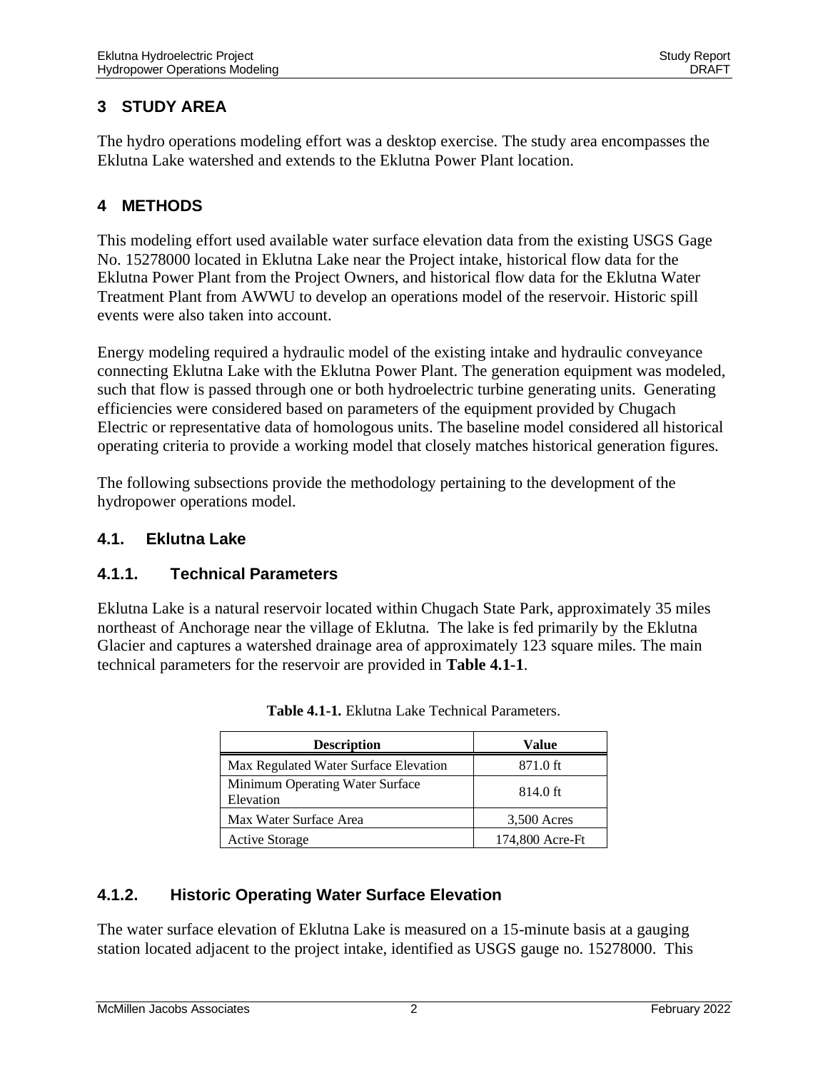# 3 STUDY AREA

The hydro operations modeling effort was a desktop exercise. The study area encompasses the Eklutna Lake watershed and extends to the Eklutna Power Plant location.

# 4 METHODS

This modeling effort used available water surface elevation data from the existing USGS Gage No. 15278000 located in Eklutna Lake near the Project intake, historical flow data for the Eklutna Power Plant from the Project Owners, and historical flow data for the Eklutna Water Treatment Plant from AWWU to develop an operations model of the reservoir. Historic spill events were also taken into account.

Energy modeling required a hydraulic model of the existing intake and hydraulic conveyance connecting Eklutna Lake with the Eklutna Power Plant. The generation equipment was modeled, such that flow is passed through one or both hydroelectric turbine generating units. Generating efficiencies were considered based on parameters of the equipment provided by Chugach Electric or representative data of homologous units. The baseline model considered all historical operating criteria to provide a working model that closely matches historical generation figures.

The following subsections provide the methodology pertaining to the development of the hydropower operations model.

## 4.1. Eklutna Lake

### 4.1.1. Technical Parameters

Eklutna Lake is a natural reservoir located within Chugach State Park, approximately 35 miles northeast of Anchorage near the village of Eklutna. The lake is fed primarily by the Eklutna Glacier and captures a watershed drainage area of approximately 123 square miles. The main technical parameters for the reservoir are provided in **Table 4.1-1**.

**Table 4.1-1.** Eklutna Lake Technical Parameters.

| Description | Value |
|---|---|
| Max Regulated Water Surface Elevation | 871.0 ft |
| Minimum Operating Water Surface Elevation | 814.0 ft |
| Max Water Surface Area | 3,500 Acres |
| Active Storage | 174,800 Acre-Ft |

### 4.1.2. Historic Operating Water Surface Elevation

The water surface elevation of Eklutna Lake is measured on a 15-minute basis at a gauging station located adjacent to the project intake, identified as USGS gauge no. 15278000. This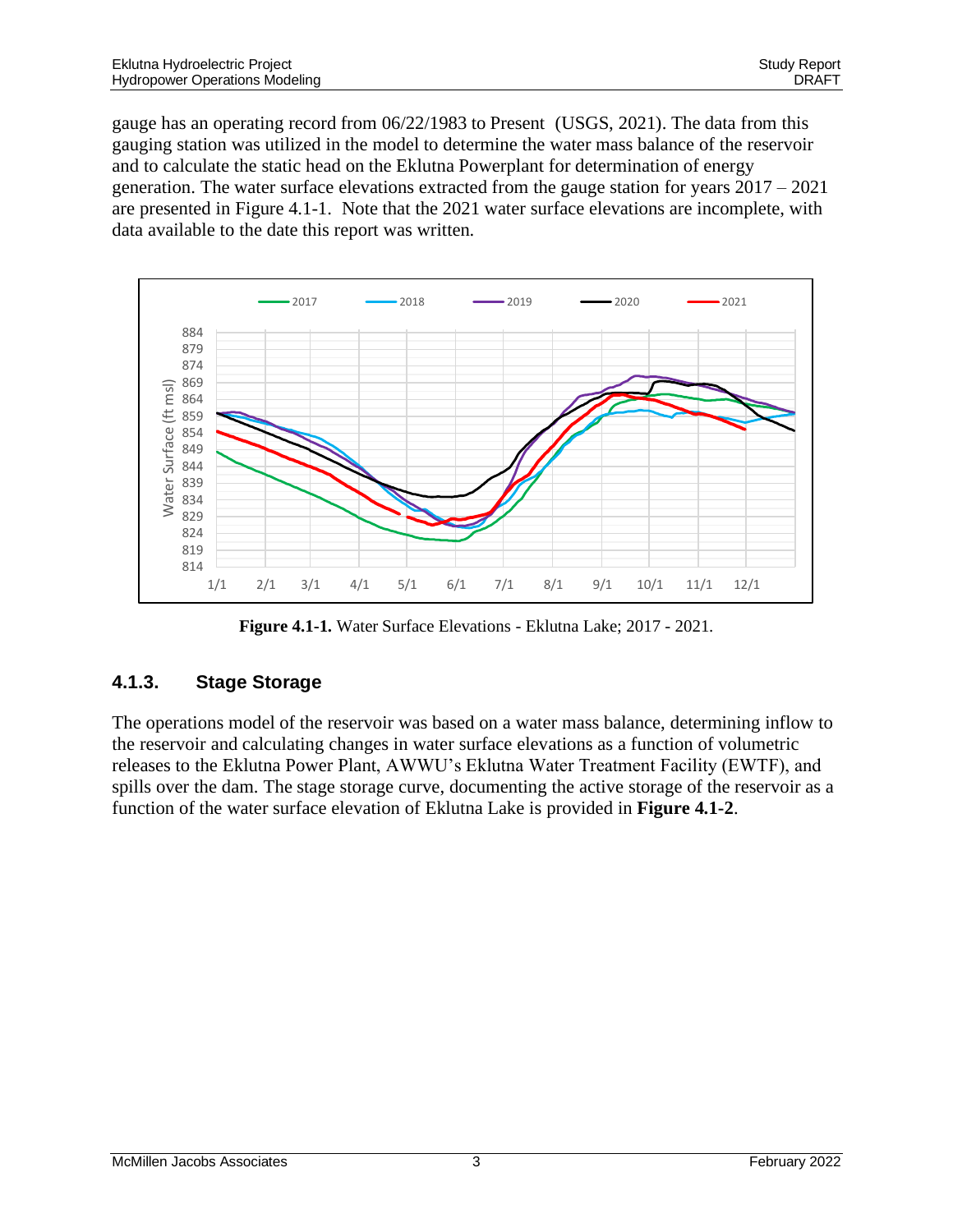gauge has an operating record from 06/22/1983 to Present (USGS, 2021). The data from this gauging station was utilized in the model to determine the water mass balance of the reservoir and to calculate the static head on the Eklutna Powerplant for determination of energy generation. The water surface elevations extracted from the gauge station for years 2017 – 2021 are presented in Figure 4.1-1. Note that the 2021 water surface elevations are incomplete, with data available to the date this report was written.

2017
2018
2019
2020
2021

Water Surface (ft msl)

884
879
874
869
864
859
854
849
844
839
834
829
824
819
814

1/1
2/1
3/1
4/1
5/1
6/1
7/1
8/1
9/1
10/1
11/1
12/1

**Figure 4.1-1.** Water Surface Elevations - Eklutna Lake; 2017 - 2021.

### 4.1.3. Stage Storage

The operations model of the reservoir was based on a water mass balance, determining inflow to the reservoir and calculating changes in water surface elevations as a function of volumetric releases to the Eklutna Power Plant, AWWU's Eklutna Water Treatment Facility (EWTF), and spills over the dam. The stage storage curve, documenting the active storage of the reservoir as a function of the water surface elevation of Eklutna Lake is provided in **Figure 4.1-2**.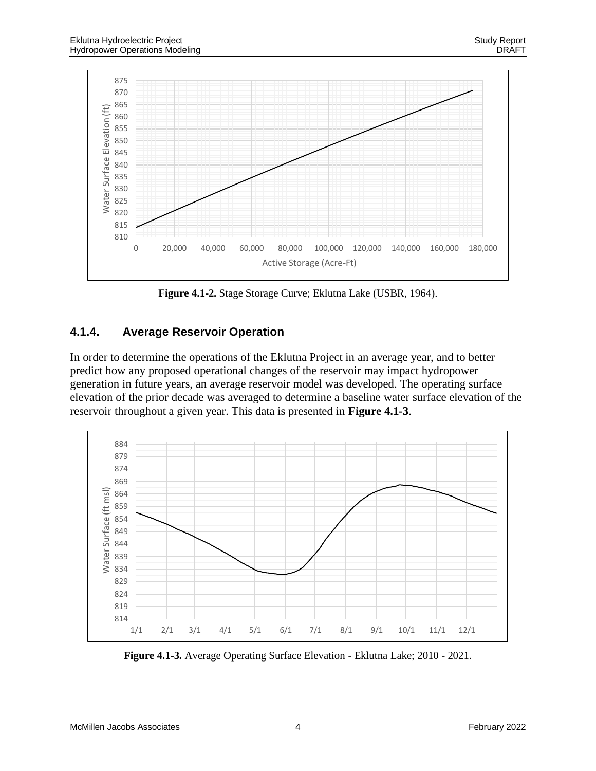875
870
865
860
855
850
845
840
835
830
825
820
815
810

Water Surface Elevation (ft)

0 20,000 40,000 60,000 80,000 100,000 120,000 140,000 160,000 180,000

Active Storage (Acre-Ft)

**Figure 4.1-2.** Stage Storage Curve; Eklutna Lake (USBR, 1964).

### 4.1.4. Average Reservoir Operation

In order to determine the operations of the Eklutna Project in an average year, and to better predict how any proposed operational changes of the reservoir may impact hydropower generation in future years, an average reservoir model was developed. The operating surface elevation of the prior decade was averaged to determine a baseline water surface elevation of the reservoir throughout a given year. This data is presented in **Figure 4.1-3**.

884
879
874
869
864
859
854
849
844
839
834
829
824
819
814

Water Surface (ft msl)

1/1 2/1 3/1 4/1 5/1 6/1 7/1 8/1 9/1 10/1 11/1 12/1

**Figure 4.1-3.** Average Operating Surface Elevation - Eklutna Lake; 2010 - 2021.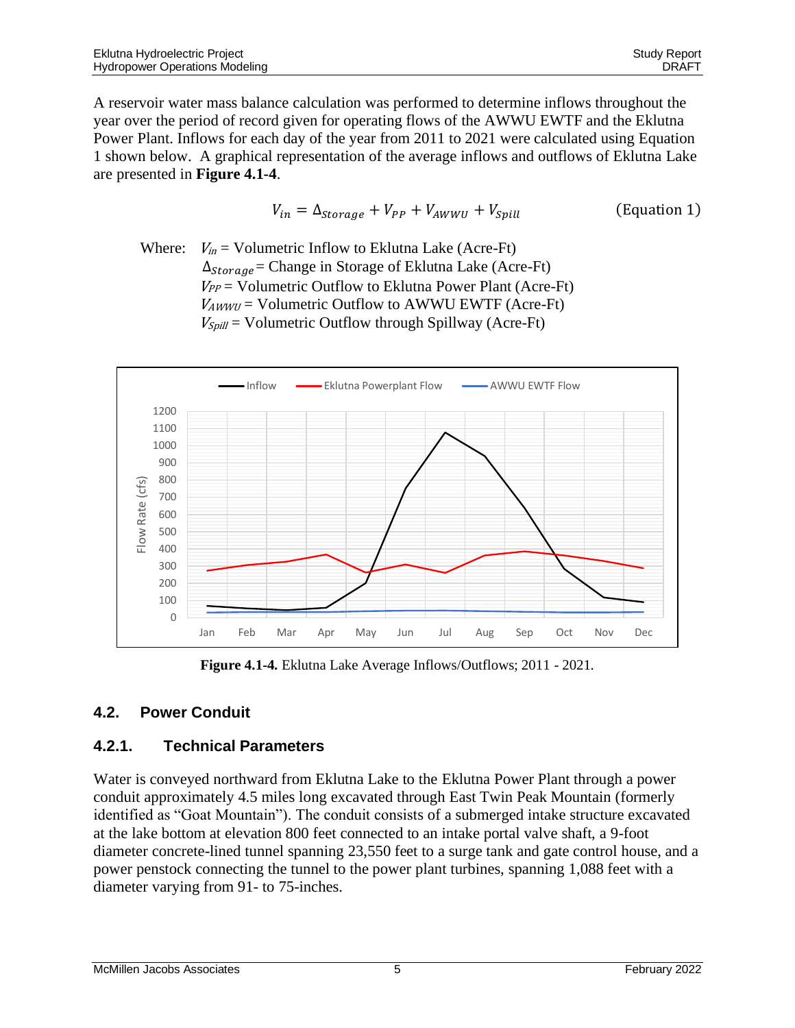A reservoir water mass balance calculation was performed to determine inflows throughout the year over the period of record given for operating flows of the AWWU EWTF and the Eklutna Power Plant. Inflows for each day of the year from 2011 to 2021 were calculated using Equation 1 shown below. A graphical representation of the average inflows and outflows of Eklutna Lake are presented in **Figure 4.1-4**.

$$V_{in} = \Delta_{Storage} + V_{PP} + V_{AWWU} + V_{Spill} \qquad \text{(Equation 1)}$$

Where: $V_{in}$ = Volumetric Inflow to Eklutna Lake (Acre-Ft)
$\Delta_{Storage}$ = Change in Storage of Eklutna Lake (Acre-Ft)
$V_{PP}$ = Volumetric Outflow to Eklutna Power Plant (Acre-Ft)
$V_{AWWU}$ = Volumetric Outflow to AWWU EWTF (Acre-Ft)
$V_{Spill}$ = Volumetric Outflow through Spillway (Acre-Ft)

Inflow
Eklutna Powerplant Flow
AWWU EWTF Flow
Flow Rate (cfs)
0
100
200
300
400
500
600
700
800
900
1000
1100
1200
Jan
Feb
Mar
Apr
May
Jun
Jul
Aug
Sep
Oct
Nov
Dec

**Figure 4.1-4.** Eklutna Lake Average Inflows/Outflows; 2011 - 2021.

## 4.2. Power Conduit

### 4.2.1. Technical Parameters

Water is conveyed northward from Eklutna Lake to the Eklutna Power Plant through a power conduit approximately 4.5 miles long excavated through East Twin Peak Mountain (formerly identified as "Goat Mountain"). The conduit consists of a submerged intake structure excavated at the lake bottom at elevation 800 feet connected to an intake portal valve shaft, a 9-foot diameter concrete-lined tunnel spanning 23,550 feet to a surge tank and gate control house, and a power penstock connecting the tunnel to the power plant turbines, spanning 1,088 feet with a diameter varying from 91- to 75-inches.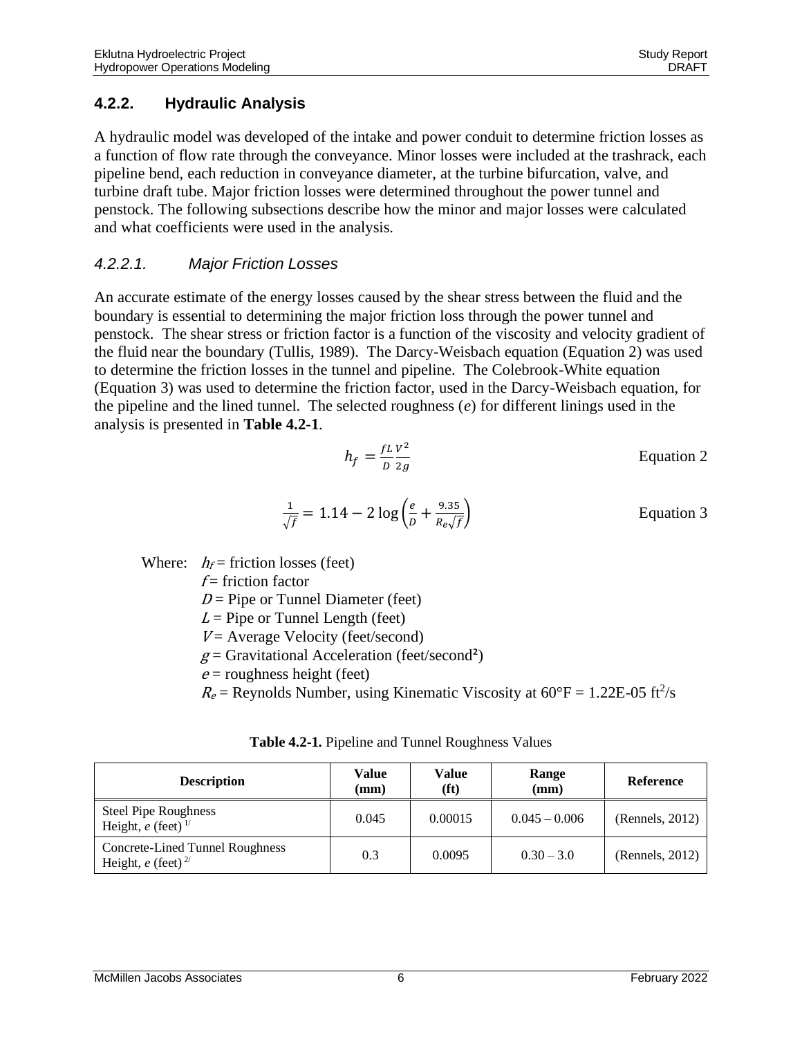### 4.2.2. Hydraulic Analysis

A hydraulic model was developed of the intake and power conduit to determine friction losses as a function of flow rate through the conveyance. Minor losses were included at the trashrack, each pipeline bend, each reduction in conveyance diameter, at the turbine bifurcation, valve, and turbine draft tube. Major friction losses were determined throughout the power tunnel and penstock. The following subsections describe how the minor and major losses were calculated and what coefficients were used in the analysis.

#### *4.2.2.1. Major Friction Losses*

An accurate estimate of the energy losses caused by the shear stress between the fluid and the boundary is essential to determining the major friction loss through the power tunnel and penstock. The shear stress or friction factor is a function of the viscosity and velocity gradient of the fluid near the boundary (Tullis, 1989). The Darcy-Weisbach equation (Equation 2) was used to determine the friction losses in the tunnel and pipeline. The Colebrook-White equation (Equation 3) was used to determine the friction factor, used in the Darcy-Weisbach equation, for the pipeline and the lined tunnel. The selected roughness (*e*) for different linings used in the analysis is presented in **Table 4.2-1**.

$$h_f = \frac{fL}{D}\frac{V^2}{2g} \qquad \text{Equation 2}$$

$$\frac{1}{\sqrt{f}} = 1.14 - 2\log\left(\frac{e}{D} + \frac{9.35}{R_e\sqrt{f}}\right) \qquad \text{Equation 3}$$

Where: $h_f$ = friction losses (feet)
$f$ = friction factor
$D$ = Pipe or Tunnel Diameter (feet)
$L$ = Pipe or Tunnel Length (feet)
$V$ = Average Velocity (feet/second)
$g$ = Gravitational Acceleration (feet/second²)
$e$ = roughness height (feet)
$R_e$ = Reynolds Number, using Kinematic Viscosity at 60°F = 1.22E-05 ft$^2$/s

**Table 4.2-1.** Pipeline and Tunnel Roughness Values

| Description | Value (mm) | Value (ft) | Range (mm) | Reference |
|---|---|---|---|---|
| Steel Pipe Roughness Height, *e* (feet) [1/] | 0.045 | 0.00015 | 0.045 – 0.006 | (Rennels, 2012) |
| Concrete-Lined Tunnel Roughness Height, *e* (feet) [2/] | 0.3 | 0.0095 | 0.30 – 3.0 | (Rennels, 2012) |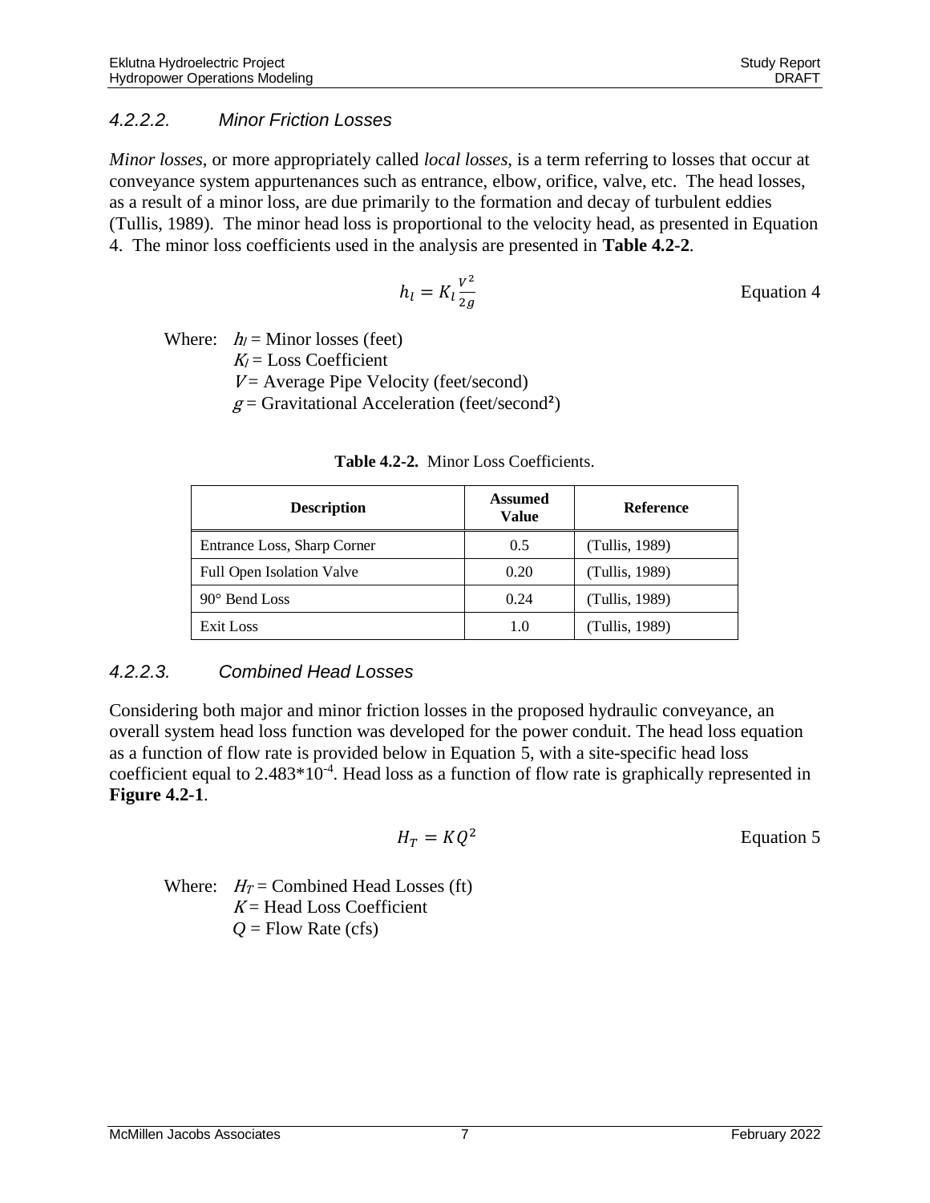#### 4.2.2.2. Minor Friction Losses

*Minor losses*, or more appropriately called *local losses*, is a term referring to losses that occur at conveyance system appurtenances such as entrance, elbow, orifice, valve, etc. The head losses, as a result of a minor loss, are due primarily to the formation and decay of turbulent eddies (Tullis, 1989). The minor head loss is proportional to the velocity head, as presented in Equation 4. The minor loss coefficients used in the analysis are presented in **Table 4.2-2**.

$$h_l = K_l \frac{V^2}{2g} \qquad \text{Equation 4}$$

Where: $h_l$ = Minor losses (feet)
$K_l$ = Loss Coefficient
$V$ = Average Pipe Velocity (feet/second)
$g$ = Gravitational Acceleration (feet/second²)

**Table 4.2-2.** Minor Loss Coefficients.

| Description | Assumed Value | Reference |
|---|---|---|
| Entrance Loss, Sharp Corner | 0.5 | (Tullis, 1989) |
| Full Open Isolation Valve | 0.20 | (Tullis, 1989) |
| 90° Bend Loss | 0.24 | (Tullis, 1989) |
| Exit Loss | 1.0 | (Tullis, 1989) |

#### 4.2.2.3. Combined Head Losses

Considering both major and minor friction losses in the proposed hydraulic conveyance, an overall system head loss function was developed for the power conduit. The head loss equation as a function of flow rate is provided below in Equation 5, with a site-specific head loss coefficient equal to $2.483 \times 10^{-4}$. Head loss as a function of flow rate is graphically represented in **Figure 4.2-1**.

$$H_T = KQ^2 \qquad \text{Equation 5}$$

Where: $H_T$ = Combined Head Losses (ft)
$K$ = Head Loss Coefficient
$Q$ = Flow Rate (cfs)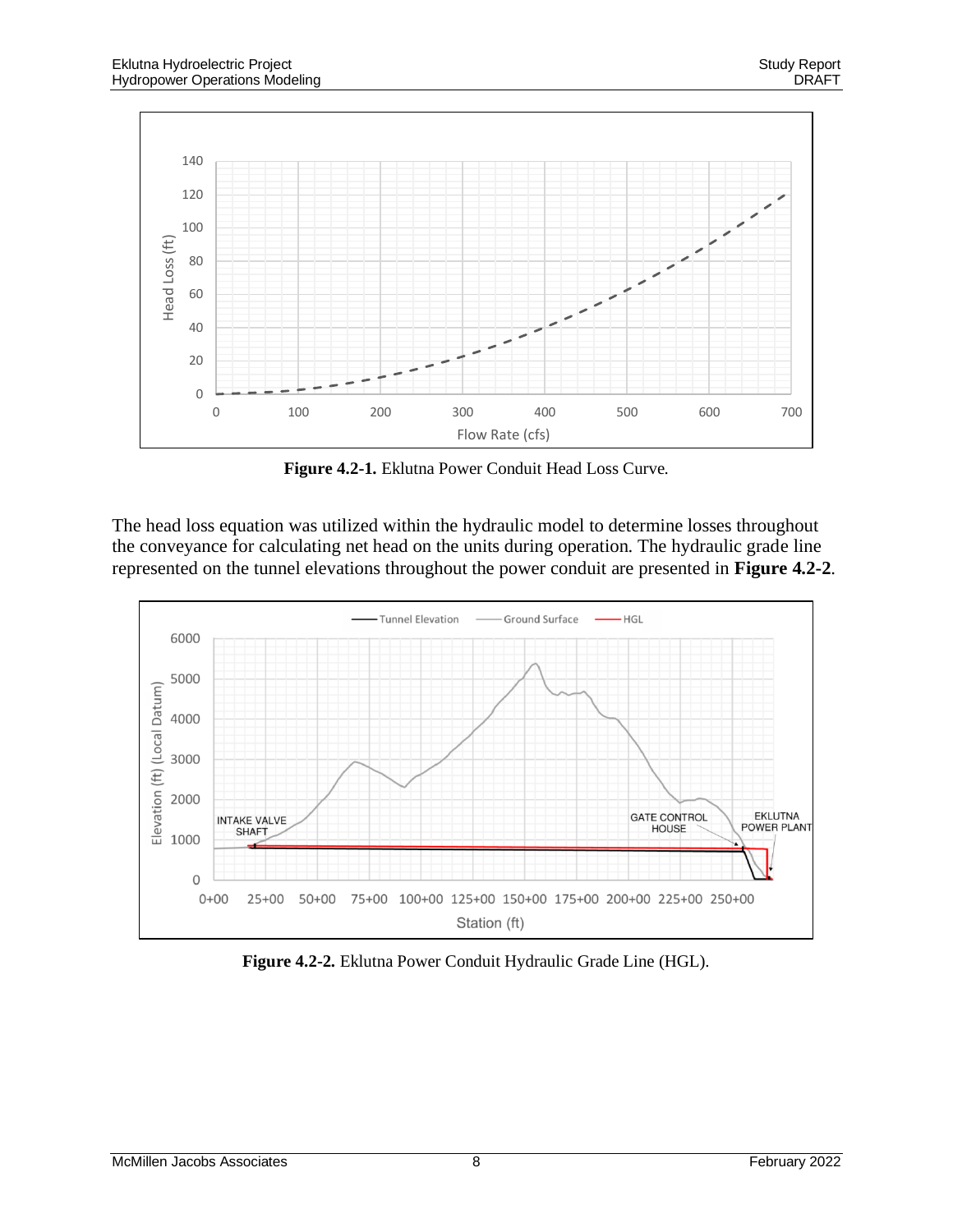**Figure 4.2-1.** Eklutna Power Conduit Head Loss Curve.

The head loss equation was utilized within the hydraulic model to determine losses throughout the conveyance for calculating net head on the units during operation. The hydraulic grade line represented on the tunnel elevations throughout the power conduit are presented in **Figure 4.2-2**.

**Figure 4.2-2.** Eklutna Power Conduit Hydraulic Grade Line (HGL).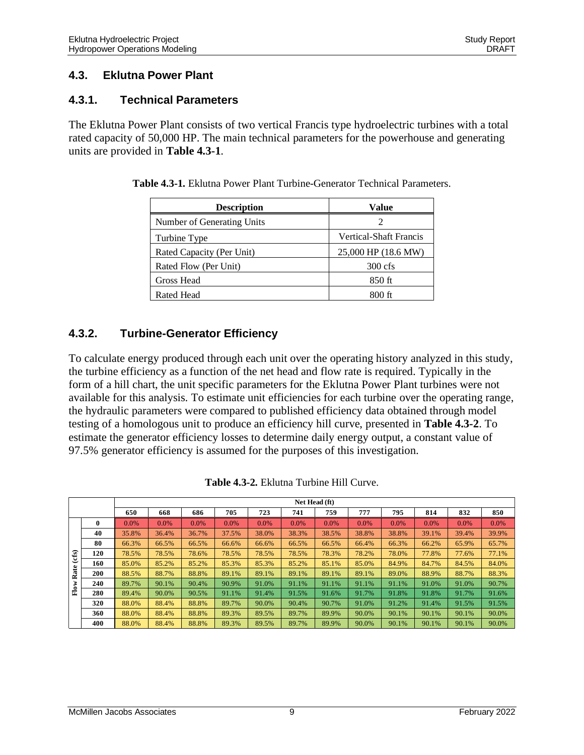## 4.3. Eklutna Power Plant

### 4.3.1. Technical Parameters

The Eklutna Power Plant consists of two vertical Francis type hydroelectric turbines with a total rated capacity of 50,000 HP. The main technical parameters for the powerhouse and generating units are provided in **Table 4.3-1**.

**Table 4.3-1.** Eklutna Power Plant Turbine-Generator Technical Parameters.

| Description | Value |
|---|---|
| Number of Generating Units | 2 |
| Turbine Type | Vertical-Shaft Francis |
| Rated Capacity (Per Unit) | 25,000 HP (18.6 MW) |
| Rated Flow (Per Unit) | 300 cfs |
| Gross Head | 850 ft |
| Rated Head | 800 ft |

### 4.3.2. Turbine-Generator Efficiency

To calculate energy produced through each unit over the operating history analyzed in this study, the turbine efficiency as a function of the net head and flow rate is required. Typically in the form of a hill chart, the unit specific parameters for the Eklutna Power Plant turbines were not available for this analysis. To estimate unit efficiencies for each turbine over the operating range, the hydraulic parameters were compared to published efficiency data obtained through model testing of a homologous unit to produce an efficiency hill curve, presented in **Table 4.3-2**. To estimate the generator efficiency losses to determine daily energy output, a constant value of 97.5% generator efficiency is assumed for the purposes of this investigation.

**Table 4.3-2.** Eklutna Turbine Hill Curve.

| | | Net Head (ft) | | | | | | | | | | | |
|---|---|---|---|---|---|---|---|---|---|---|---|---|---|
| | | 650 | 668 | 686 | 705 | 723 | 741 | 759 | 777 | 795 | 814 | 832 | 850 |
| Flow Rate (cfs) | 0 | 0.0% | 0.0% | 0.0% | 0.0% | 0.0% | 0.0% | 0.0% | 0.0% | 0.0% | 0.0% | 0.0% | 0.0% |
| | 40 | 35.8% | 36.4% | 36.7% | 37.5% | 38.0% | 38.3% | 38.5% | 38.8% | 38.8% | 39.1% | 39.4% | 39.9% |
| | 80 | 66.3% | 66.5% | 66.5% | 66.6% | 66.6% | 66.5% | 66.5% | 66.4% | 66.3% | 66.2% | 65.9% | 65.7% |
| | 120 | 78.5% | 78.5% | 78.6% | 78.5% | 78.5% | 78.5% | 78.3% | 78.2% | 78.0% | 77.8% | 77.6% | 77.1% |
| | 160 | 85.0% | 85.2% | 85.2% | 85.3% | 85.3% | 85.2% | 85.1% | 85.0% | 84.9% | 84.7% | 84.5% | 84.0% |
| | 200 | 88.5% | 88.7% | 88.8% | 89.1% | 89.1% | 89.1% | 89.1% | 89.1% | 89.0% | 88.9% | 88.7% | 88.3% |
| | 240 | 89.7% | 90.1% | 90.4% | 90.9% | 91.0% | 91.1% | 91.1% | 91.1% | 91.1% | 91.0% | 91.0% | 90.7% |
| | 280 | 89.4% | 90.0% | 90.5% | 91.1% | 91.4% | 91.5% | 91.6% | 91.7% | 91.8% | 91.8% | 91.7% | 91.6% |
| | 320 | 88.0% | 88.4% | 88.8% | 89.7% | 90.0% | 90.4% | 90.7% | 91.0% | 91.2% | 91.4% | 91.5% | 91.5% |
| | 360 | 88.0% | 88.4% | 88.8% | 89.3% | 89.5% | 89.7% | 89.9% | 90.0% | 90.1% | 90.1% | 90.1% | 90.0% |
| | 400 | 88.0% | 88.4% | 88.8% | 89.3% | 89.5% | 89.7% | 89.9% | 90.0% | 90.1% | 90.1% | 90.1% | 90.0% |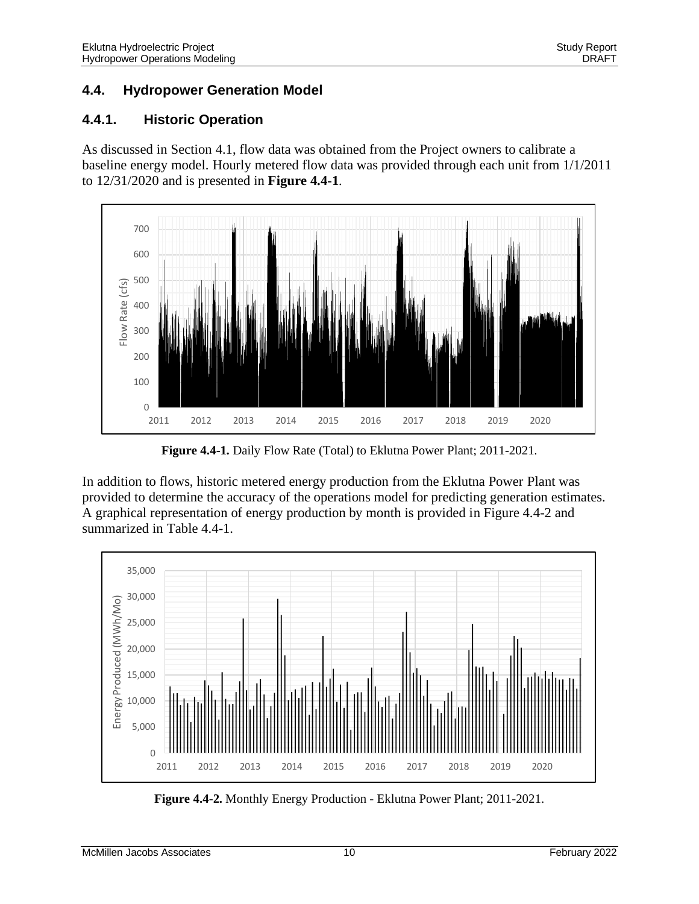## 4.4. Hydropower Generation Model

### 4.4.1. Historic Operation

As discussed in Section 4.1, flow data was obtained from the Project owners to calibrate a baseline energy model. Hourly metered flow data was provided through each unit from 1/1/2011 to 12/31/2020 and is presented in **Figure 4.4-1**.

Flow Rate (cfs)
700
600
500
400
300
200
100
0
2011 2012 2013 2014 2015 2016 2017 2018 2019 2020

**Figure 4.4-1.** Daily Flow Rate (Total) to Eklutna Power Plant; 2011-2021.

In addition to flows, historic metered energy production from the Eklutna Power Plant was provided to determine the accuracy of the operations model for predicting generation estimates. A graphical representation of energy production by month is provided in Figure 4.4-2 and summarized in Table 4.4-1.

Energy Produced (MWh/Mo)
35,000
30,000
25,000
20,000
15,000
10,000
5,000
0
2011 2012 2013 2014 2015 2016 2017 2018 2019 2020

**Figure 4.4-2.** Monthly Energy Production - Eklutna Power Plant; 2011-2021.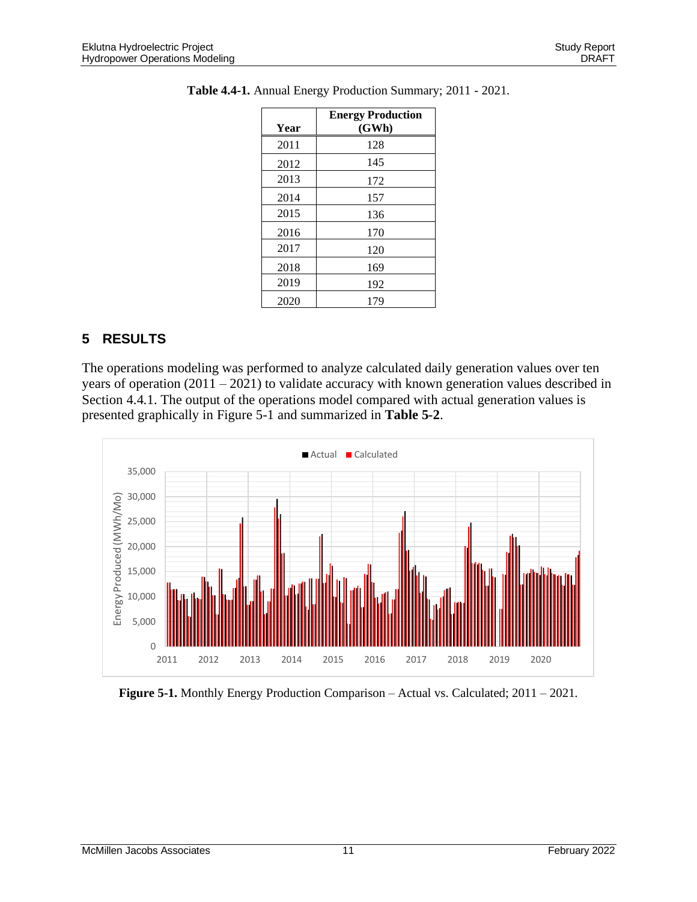**Table 4.4-1.** Annual Energy Production Summary; 2011 - 2021.

| Year | Energy Production (GWh) |
|---|---|
| 2011 | 128 |
| 2012 | 145 |
| 2013 | 172 |
| 2014 | 157 |
| 2015 | 136 |
| 2016 | 170 |
| 2017 | 120 |
| 2018 | 169 |
| 2019 | 192 |
| 2020 | 179 |

# 5 RESULTS

The operations modeling was performed to analyze calculated daily generation values over ten years of operation (2011 – 2021) to validate accuracy with known generation values described in Section 4.4.1. The output of the operations model compared with actual generation values is presented graphically in Figure 5-1 and summarized in **Table 5-2**.

Actual
Calculated

Energy Produced (MWh/Mo)

35,000
30,000
25,000
20,000
15,000
10,000
5,000
0

2011
2012
2013
2014
2015
2016
2017
2018
2019
2020

**Figure 5-1.** Monthly Energy Production Comparison – Actual vs. Calculated; 2011 – 2021.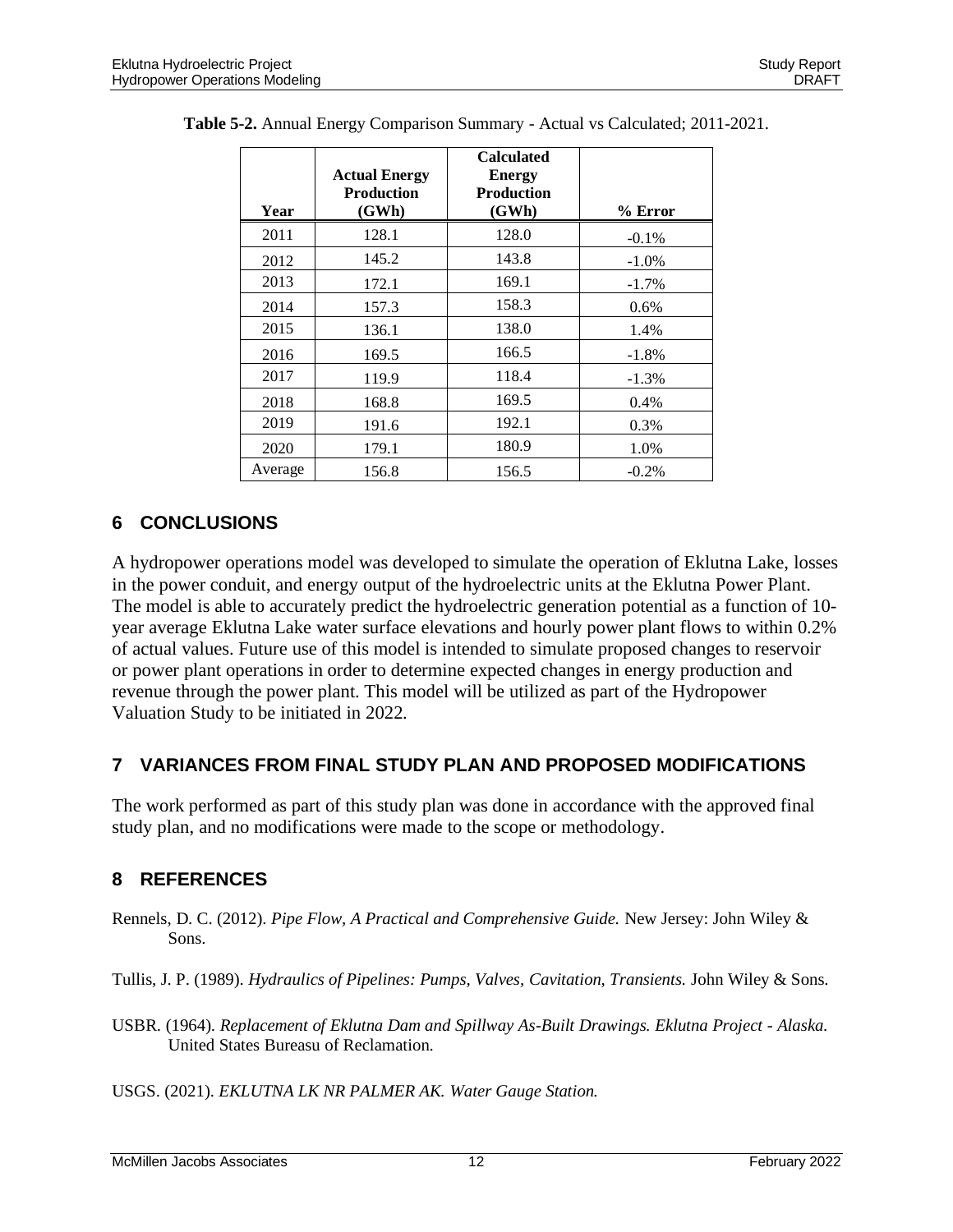**Table 5-2.** Annual Energy Comparison Summary - Actual vs Calculated; 2011-2021.

| Year | Actual Energy Production (GWh) | Calculated Energy Production (GWh) | % Error |
|---|---|---|---|
| 2011 | 128.1 | 128.0 | -0.1% |
| 2012 | 145.2 | 143.8 | -1.0% |
| 2013 | 172.1 | 169.1 | -1.7% |
| 2014 | 157.3 | 158.3 | 0.6% |
| 2015 | 136.1 | 138.0 | 1.4% |
| 2016 | 169.5 | 166.5 | -1.8% |
| 2017 | 119.9 | 118.4 | -1.3% |
| 2018 | 168.8 | 169.5 | 0.4% |
| 2019 | 191.6 | 192.1 | 0.3% |
| 2020 | 179.1 | 180.9 | 1.0% |
| Average | 156.8 | 156.5 | -0.2% |

## 6 CONCLUSIONS

A hydropower operations model was developed to simulate the operation of Eklutna Lake, losses in the power conduit, and energy output of the hydroelectric units at the Eklutna Power Plant. The model is able to accurately predict the hydroelectric generation potential as a function of 10-year average Eklutna Lake water surface elevations and hourly power plant flows to within 0.2% of actual values. Future use of this model is intended to simulate proposed changes to reservoir or power plant operations in order to determine expected changes in energy production and revenue through the power plant. This model will be utilized as part of the Hydropower Valuation Study to be initiated in 2022.

## 7 VARIANCES FROM FINAL STUDY PLAN AND PROPOSED MODIFICATIONS

The work performed as part of this study plan was done in accordance with the approved final study plan, and no modifications were made to the scope or methodology.

## 8 REFERENCES

Rennels, D. C. (2012). *Pipe Flow, A Practical and Comprehensive Guide.* New Jersey: John Wiley & Sons.

Tullis, J. P. (1989). *Hydraulics of Pipelines: Pumps, Valves, Cavitation, Transients.* John Wiley & Sons.

USBR. (1964). *Replacement of Eklutna Dam and Spillway As-Built Drawings. Eklutna Project - Alaska.* United States Bureasu of Reclamation.

USGS. (2021). *EKLUTNA LK NR PALMER AK. Water Gauge Station.*